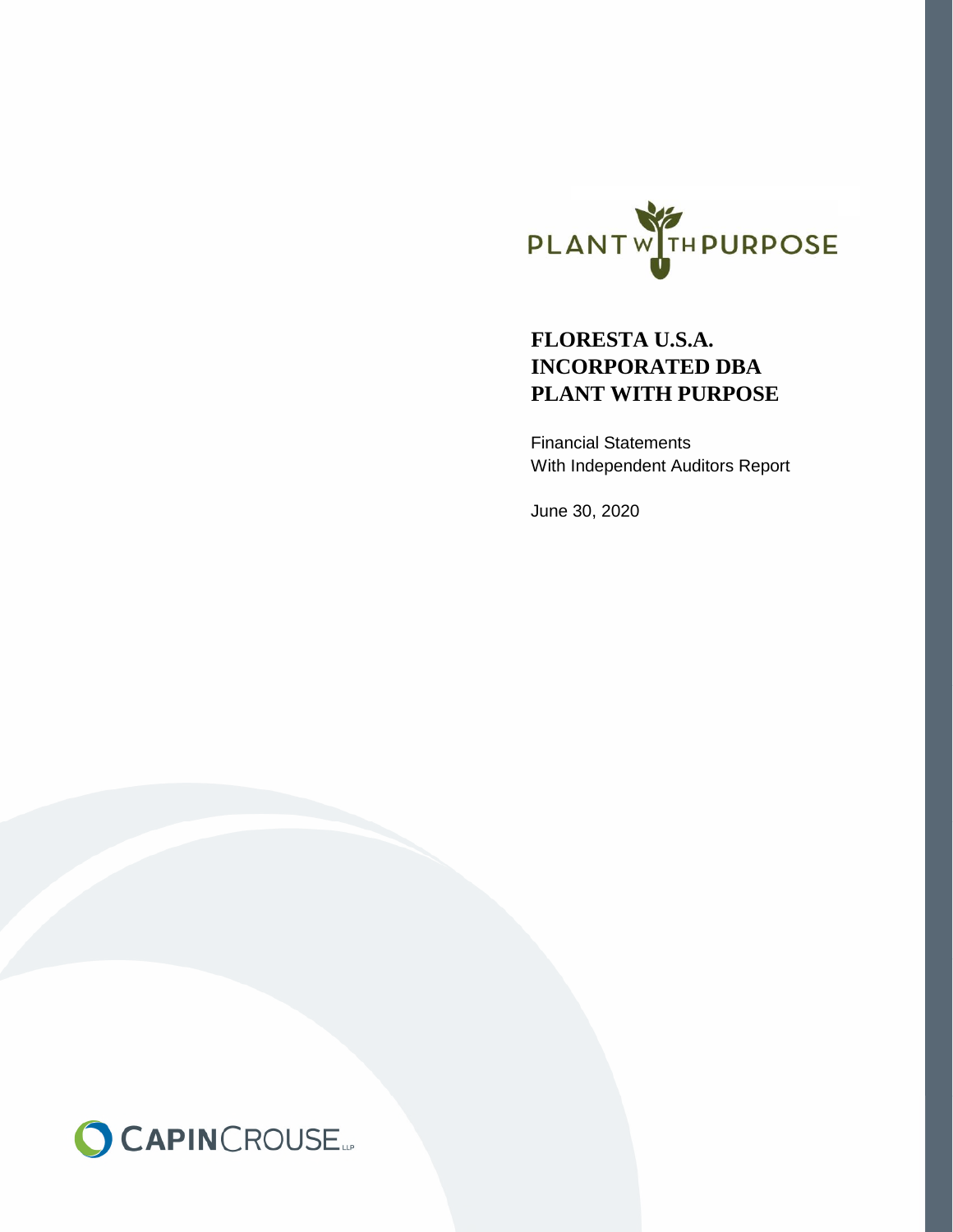PLANT WITH PURPOSE

# FLORESTA U.S.A. INCORPORATED DBA PLANT WITH PURPOSE

Financial Statements
With Independent Auditors Report

June 30, 2020

CAPINCROUSE LLP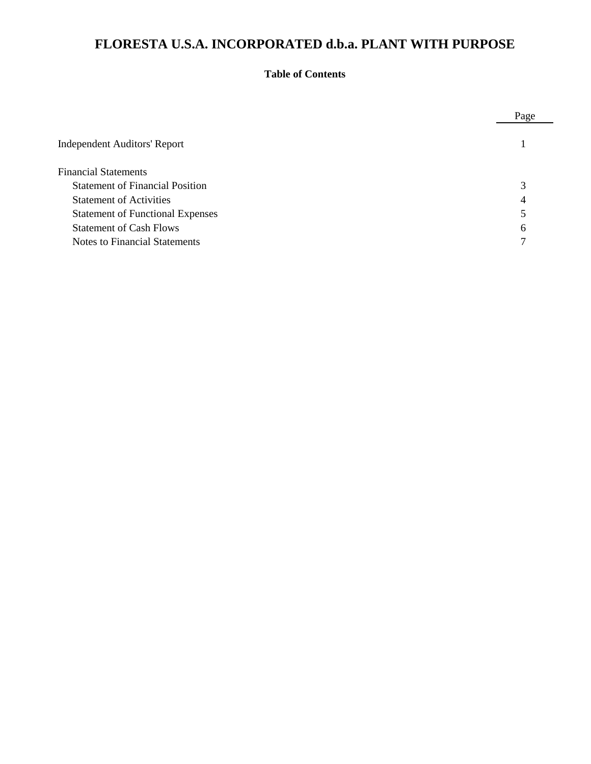# FLORESTA U.S.A. INCORPORATED d.b.a. PLANT WITH PURPOSE

## Table of Contents

| | Page |
|---|---|
| Independent Auditors' Report | 1 |
| Financial Statements | |
| Statement of Financial Position | 3 |
| Statement of Activities | 4 |
| Statement of Functional Expenses | 5 |
| Statement of Cash Flows | 6 |
| Notes to Financial Statements | 7 |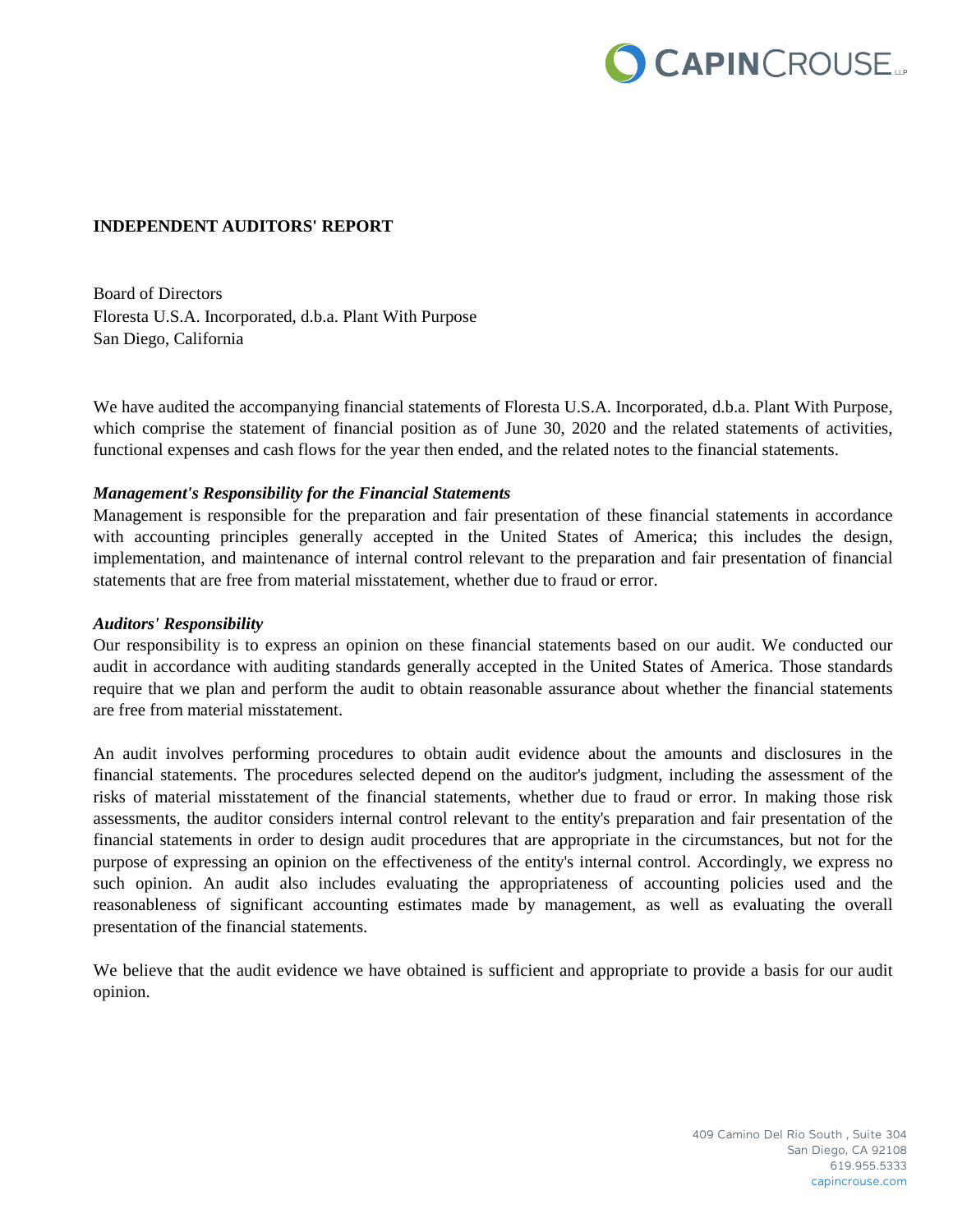CAPINCROUSE LLP

## INDEPENDENT AUDITORS' REPORT

Board of Directors
Floresta U.S.A. Incorporated, d.b.a. Plant With Purpose
San Diego, California

We have audited the accompanying financial statements of Floresta U.S.A. Incorporated, d.b.a. Plant With Purpose, which comprise the statement of financial position as of June 30, 2020 and the related statements of activities, functional expenses and cash flows for the year then ended, and the related notes to the financial statements.

### *Management's Responsibility for the Financial Statements*

Management is responsible for the preparation and fair presentation of these financial statements in accordance with accounting principles generally accepted in the United States of America; this includes the design, implementation, and maintenance of internal control relevant to the preparation and fair presentation of financial statements that are free from material misstatement, whether due to fraud or error.

### *Auditors' Responsibility*

Our responsibility is to express an opinion on these financial statements based on our audit. We conducted our audit in accordance with auditing standards generally accepted in the United States of America. Those standards require that we plan and perform the audit to obtain reasonable assurance about whether the financial statements are free from material misstatement.

An audit involves performing procedures to obtain audit evidence about the amounts and disclosures in the financial statements. The procedures selected depend on the auditor's judgment, including the assessment of the risks of material misstatement of the financial statements, whether due to fraud or error. In making those risk assessments, the auditor considers internal control relevant to the entity's preparation and fair presentation of the financial statements in order to design audit procedures that are appropriate in the circumstances, but not for the purpose of expressing an opinion on the effectiveness of the entity's internal control. Accordingly, we express no such opinion. An audit also includes evaluating the appropriateness of accounting policies used and the reasonableness of significant accounting estimates made by management, as well as evaluating the overall presentation of the financial statements.

We believe that the audit evidence we have obtained is sufficient and appropriate to provide a basis for our audit opinion.

409 Camino Del Rio South , Suite 304
San Diego, CA 92108
619.955.5333
capincrouse.com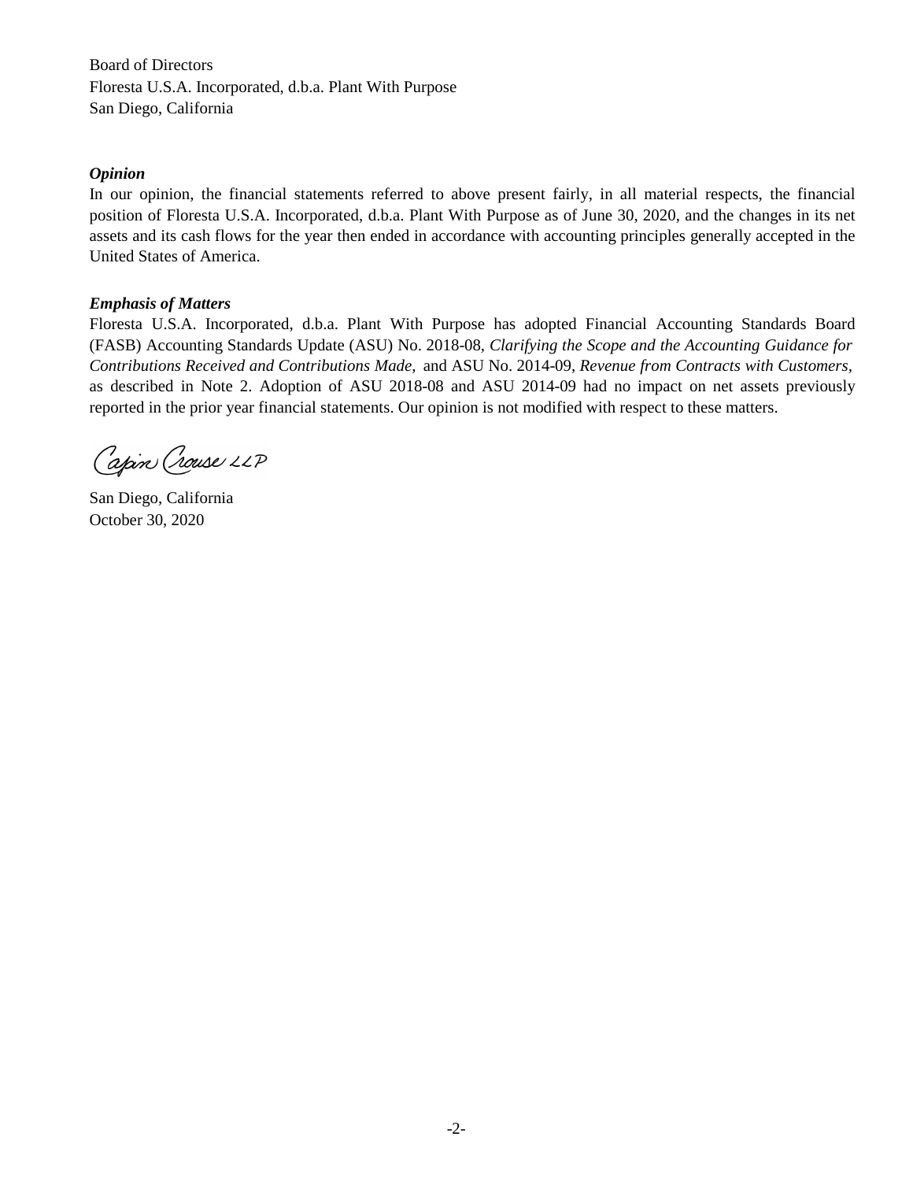Board of Directors
Floresta U.S.A. Incorporated, d.b.a. Plant With Purpose
San Diego, California

***Opinion***

In our opinion, the financial statements referred to above present fairly, in all material respects, the financial position of Floresta U.S.A. Incorporated, d.b.a. Plant With Purpose as of June 30, 2020, and the changes in its net assets and its cash flows for the year then ended in accordance with accounting principles generally accepted in the United States of America.

***Emphasis of Matters***

Floresta U.S.A. Incorporated, d.b.a. Plant With Purpose has adopted Financial Accounting Standards Board (FASB) Accounting Standards Update (ASU) No. 2018-08, *Clarifying the Scope and the Accounting Guidance for Contributions Received and Contributions Made,* and ASU No. 2014-09, *Revenue from Contracts with Customers,* as described in Note 2. Adoption of ASU 2018-08 and ASU 2014-09 had no impact on net assets previously reported in the prior year financial statements. Our opinion is not modified with respect to these matters.

Capin Crouse LLP

San Diego, California
October 30, 2020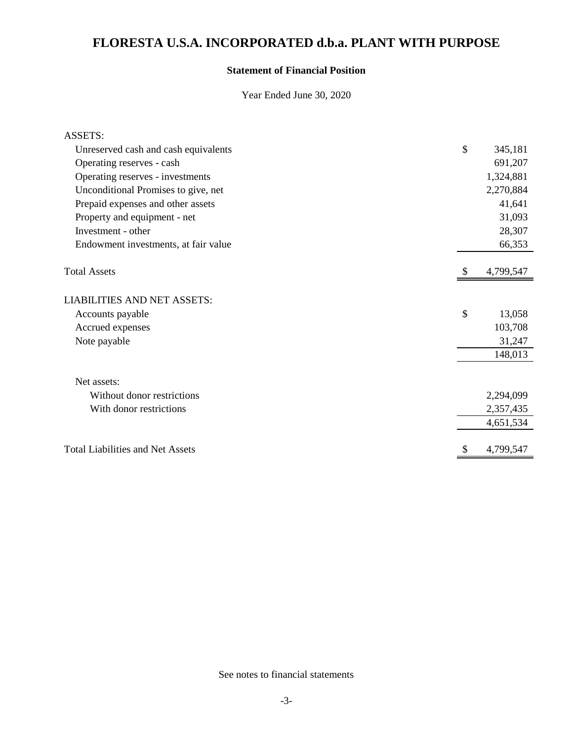# FLORESTA U.S.A. INCORPORATED d.b.a. PLANT WITH PURPOSE

## Statement of Financial Position

Year Ended June 30, 2020

| | |
|---|---|
| ASSETS: | |
| Unreserved cash and cash equivalents | $ 345,181 |
| Operating reserves - cash | 691,207 |
| Operating reserves - investments | 1,324,881 |
| Unconditional Promises to give, net | 2,270,884 |
| Prepaid expenses and other assets | 41,641 |
| Property and equipment - net | 31,093 |
| Investment - other | 28,307 |
| Endowment investments, at fair value | 66,353 |
| Total Assets | $ 4,799,547 |
| LIABILITIES AND NET ASSETS: | |
| Accounts payable | $ 13,058 |
| Accrued expenses | 103,708 |
| Note payable | 31,247 |
| | 148,013 |
| Net assets: | |
| Without donor restrictions | 2,294,099 |
| With donor restrictions | 2,357,435 |
| | 4,651,534 |
| Total Liabilities and Net Assets | $ 4,799,547 |

See notes to financial statements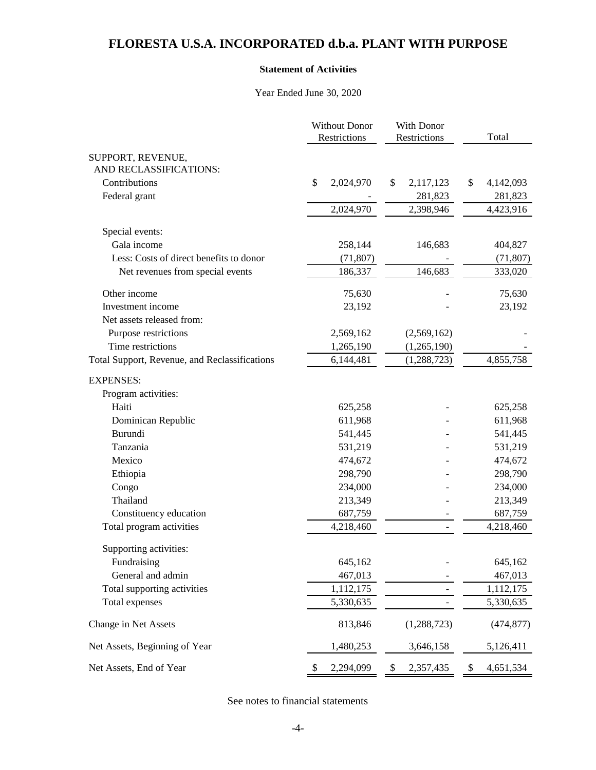# FLORESTA U.S.A. INCORPORATED d.b.a. PLANT WITH PURPOSE

## Statement of Activities

Year Ended June 30, 2020

| | Without Donor Restrictions | With Donor Restrictions | Total |
|---|---|---|---|
| SUPPORT, REVENUE, AND RECLASSIFICATIONS: | | | |
| Contributions | $ 2,024,970 | $ 2,117,123 | $ 4,142,093 |
| Federal grant | - | 281,823 | 281,823 |
| | 2,024,970 | 2,398,946 | 4,423,916 |
| Special events: | | | |
| Gala income | 258,144 | 146,683 | 404,827 |
| Less: Costs of direct benefits to donor | (71,807) | - | (71,807) |
| Net revenues from special events | 186,337 | 146,683 | 333,020 |
| Other income | 75,630 | - | 75,630 |
| Investment income | 23,192 | - | 23,192 |
| Net assets released from: | | | |
| Purpose restrictions | 2,569,162 | (2,569,162) | - |
| Time restrictions | 1,265,190 | (1,265,190) | - |
| Total Support, Revenue, and Reclassifications | 6,144,481 | (1,288,723) | 4,855,758 |
| EXPENSES: | | | |
| Program activities: | | | |
| Haiti | 625,258 | - | 625,258 |
| Dominican Republic | 611,968 | - | 611,968 |
| Burundi | 541,445 | - | 541,445 |
| Tanzania | 531,219 | - | 531,219 |
| Mexico | 474,672 | - | 474,672 |
| Ethiopia | 298,790 | - | 298,790 |
| Congo | 234,000 | - | 234,000 |
| Thailand | 213,349 | - | 213,349 |
| Constituency education | 687,759 | - | 687,759 |
| Total program activities | 4,218,460 | - | 4,218,460 |
| Supporting activities: | | | |
| Fundraising | 645,162 | - | 645,162 |
| General and admin | 467,013 | - | 467,013 |
| Total supporting activities | 1,112,175 | - | 1,112,175 |
| Total expenses | 5,330,635 | - | 5,330,635 |
| Change in Net Assets | 813,846 | (1,288,723) | (474,877) |
| Net Assets, Beginning of Year | 1,480,253 | 3,646,158 | 5,126,411 |
| Net Assets, End of Year | $ 2,294,099 | $ 2,357,435 | $ 4,651,534 |

See notes to financial statements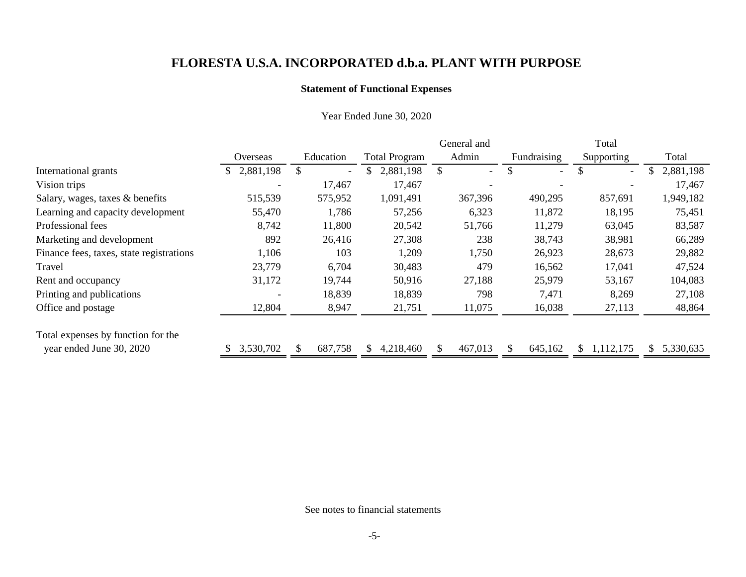# FLORESTA U.S.A. INCORPORATED d.b.a. PLANT WITH PURPOSE

### Statement of Functional Expenses

Year Ended June 30, 2020

| | Overseas | Education | Total Program | General and Admin | Fundraising | Total Supporting | Total |
|---|---|---|---|---|---|---|---|
| International grants | $ 2,881,198 | $ - | $ 2,881,198 | $ - | $ - | $ - | $ 2,881,198 |
| Vision trips | - | 17,467 | 17,467 | - | - | - | 17,467 |
| Salary, wages, taxes & benefits | 515,539 | 575,952 | 1,091,491 | 367,396 | 490,295 | 857,691 | 1,949,182 |
| Learning and capacity development | 55,470 | 1,786 | 57,256 | 6,323 | 11,872 | 18,195 | 75,451 |
| Professional fees | 8,742 | 11,800 | 20,542 | 51,766 | 11,279 | 63,045 | 83,587 |
| Marketing and development | 892 | 26,416 | 27,308 | 238 | 38,743 | 38,981 | 66,289 |
| Finance fees, taxes, state registrations | 1,106 | 103 | 1,209 | 1,750 | 26,923 | 28,673 | 29,882 |
| Travel | 23,779 | 6,704 | 30,483 | 479 | 16,562 | 17,041 | 47,524 |
| Rent and occupancy | 31,172 | 19,744 | 50,916 | 27,188 | 25,979 | 53,167 | 104,083 |
| Printing and publications | - | 18,839 | 18,839 | 798 | 7,471 | 8,269 | 27,108 |
| Office and postage | 12,804 | 8,947 | 21,751 | 11,075 | 16,038 | 27,113 | 48,864 |
| Total expenses by function for the year ended June 30, 2020 | $ 3,530,702 | $ 687,758 | $ 4,218,460 | $ 467,013 | $ 645,162 | $ 1,112,175 | $ 5,330,635 |

See notes to financial statements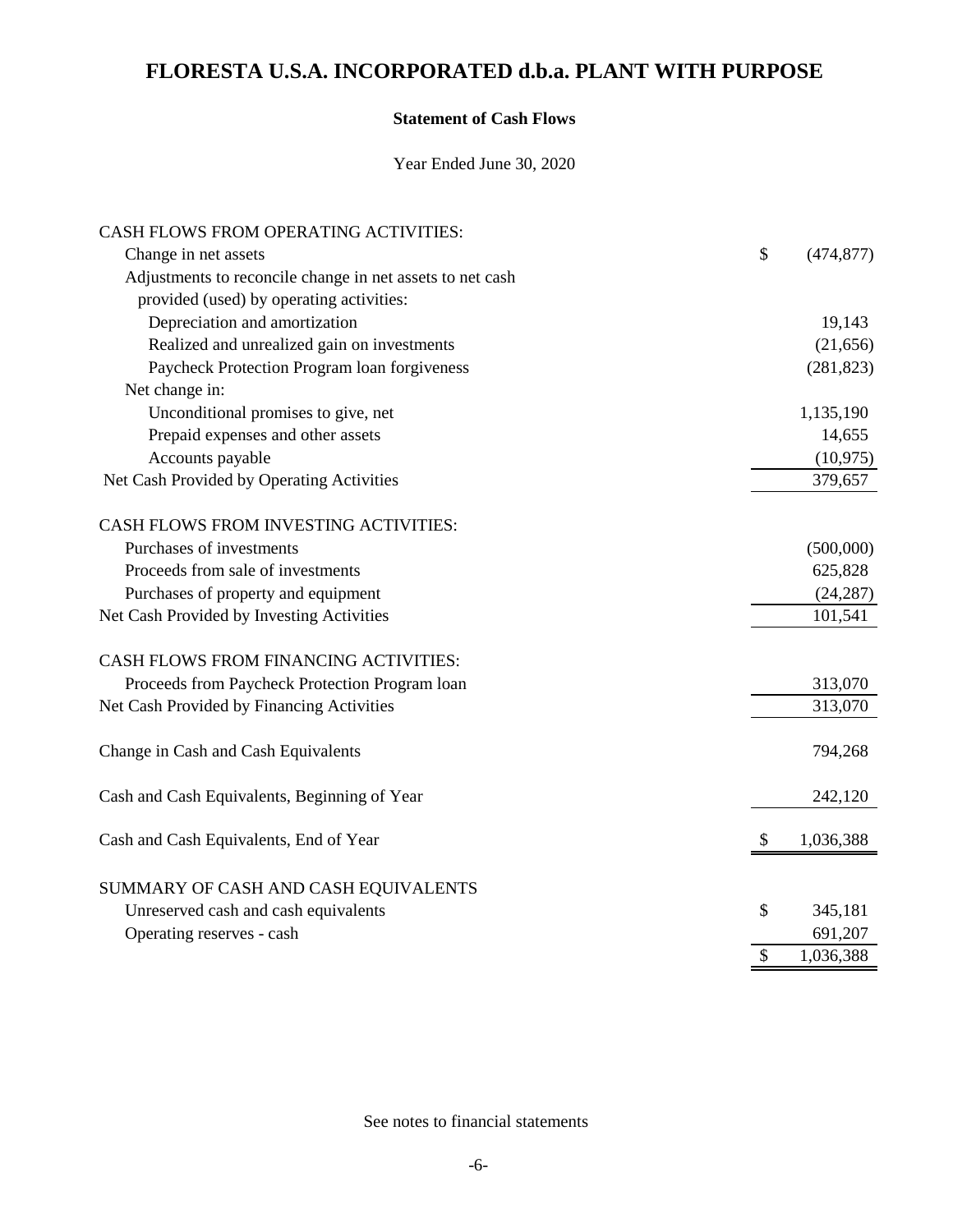# FLORESTA U.S.A. INCORPORATED d.b.a. PLANT WITH PURPOSE

**Statement of Cash Flows**

Year Ended June 30, 2020

| | |
|---|---|
| CASH FLOWS FROM OPERATING ACTIVITIES: | |
| Change in net assets | $ (474,877) |
| Adjustments to reconcile change in net assets to net cash provided (used) by operating activities: | |
| Depreciation and amortization | 19,143 |
| Realized and unrealized gain on investments | (21,656) |
| Paycheck Protection Program loan forgiveness | (281,823) |
| Net change in: | |
| Unconditional promises to give, net | 1,135,190 |
| Prepaid expenses and other assets | 14,655 |
| Accounts payable | (10,975) |
| Net Cash Provided by Operating Activities | 379,657 |
| | |
| CASH FLOWS FROM INVESTING ACTIVITIES: | |
| Purchases of investments | (500,000) |
| Proceeds from sale of investments | 625,828 |
| Purchases of property and equipment | (24,287) |
| Net Cash Provided by Investing Activities | 101,541 |
| | |
| CASH FLOWS FROM FINANCING ACTIVITIES: | |
| Proceeds from Paycheck Protection Program loan | 313,070 |
| Net Cash Provided by Financing Activities | 313,070 |
| | |
| Change in Cash and Cash Equivalents | 794,268 |
| | |
| Cash and Cash Equivalents, Beginning of Year | 242,120 |
| | |
| Cash and Cash Equivalents, End of Year | $ 1,036,388 |
| | |
| SUMMARY OF CASH AND CASH EQUIVALENTS | |
| Unreserved cash and cash equivalents | $ 345,181 |
| Operating reserves - cash | 691,207 |
| | $ 1,036,388 |

See notes to financial statements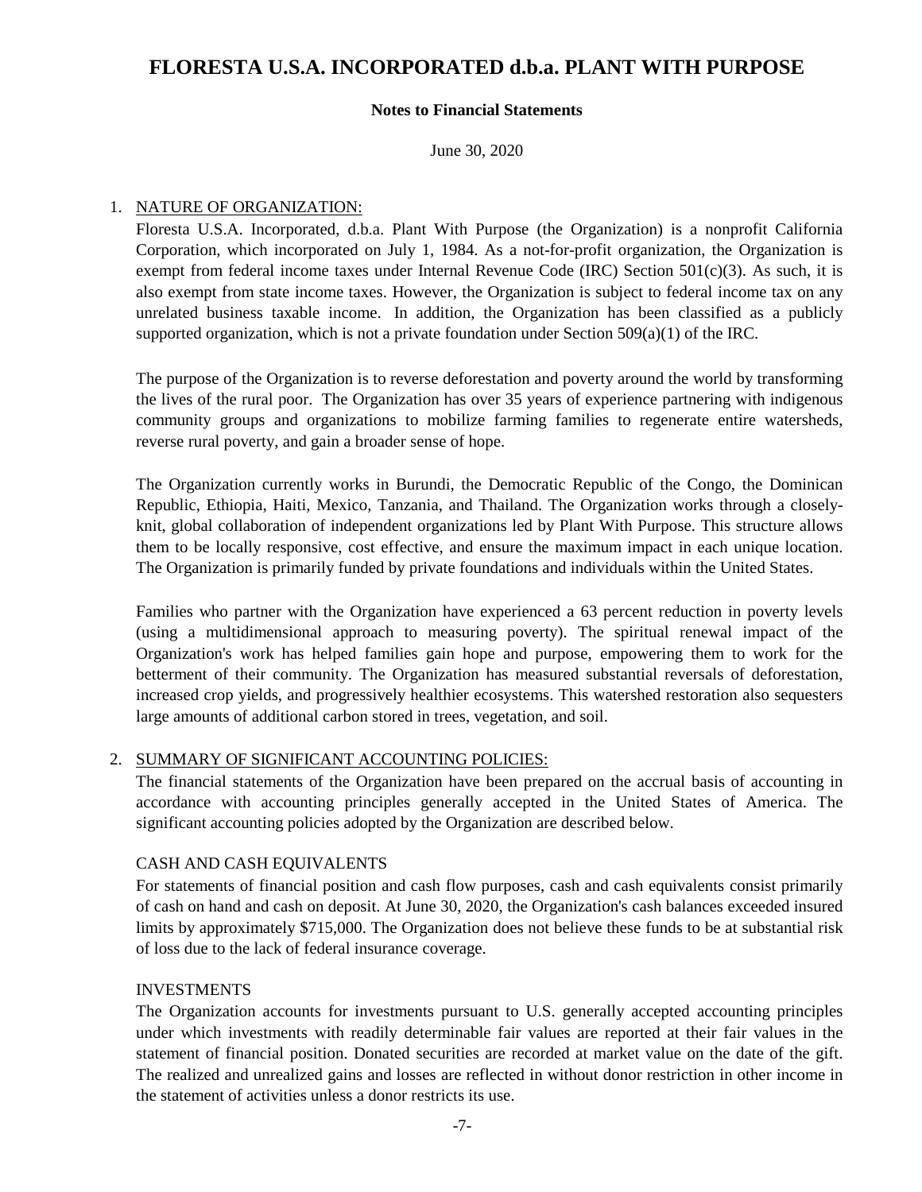# FLORESTA U.S.A. INCORPORATED d.b.a. PLANT WITH PURPOSE

**Notes to Financial Statements**

June 30, 2020

1. NATURE OF ORGANIZATION:

   Floresta U.S.A. Incorporated, d.b.a. Plant With Purpose (the Organization) is a nonprofit California Corporation, which incorporated on July 1, 1984. As a not-for-profit organization, the Organization is exempt from federal income taxes under Internal Revenue Code (IRC) Section 501(c)(3). As such, it is also exempt from state income taxes. However, the Organization is subject to federal income tax on any unrelated business taxable income. In addition, the Organization has been classified as a publicly supported organization, which is not a private foundation under Section 509(a)(1) of the IRC.

   The purpose of the Organization is to reverse deforestation and poverty around the world by transforming the lives of the rural poor. The Organization has over 35 years of experience partnering with indigenous community groups and organizations to mobilize farming families to regenerate entire watersheds, reverse rural poverty, and gain a broader sense of hope.

   The Organization currently works in Burundi, the Democratic Republic of the Congo, the Dominican Republic, Ethiopia, Haiti, Mexico, Tanzania, and Thailand. The Organization works through a closely-knit, global collaboration of independent organizations led by Plant With Purpose. This structure allows them to be locally responsive, cost effective, and ensure the maximum impact in each unique location. The Organization is primarily funded by private foundations and individuals within the United States.

   Families who partner with the Organization have experienced a 63 percent reduction in poverty levels (using a multidimensional approach to measuring poverty). The spiritual renewal impact of the Organization's work has helped families gain hope and purpose, empowering them to work for the betterment of their community. The Organization has measured substantial reversals of deforestation, increased crop yields, and progressively healthier ecosystems. This watershed restoration also sequesters large amounts of additional carbon stored in trees, vegetation, and soil.

2. SUMMARY OF SIGNIFICANT ACCOUNTING POLICIES:

   The financial statements of the Organization have been prepared on the accrual basis of accounting in accordance with accounting principles generally accepted in the United States of America. The significant accounting policies adopted by the Organization are described below.

   CASH AND CASH EQUIVALENTS

   For statements of financial position and cash flow purposes, cash and cash equivalents consist primarily of cash on hand and cash on deposit. At June 30, 2020, the Organization's cash balances exceeded insured limits by approximately $715,000. The Organization does not believe these funds to be at substantial risk of loss due to the lack of federal insurance coverage.

   INVESTMENTS

   The Organization accounts for investments pursuant to U.S. generally accepted accounting principles under which investments with readily determinable fair values are reported at their fair values in the statement of financial position. Donated securities are recorded at market value on the date of the gift. The realized and unrealized gains and losses are reflected in without donor restriction in other income in the statement of activities unless a donor restricts its use.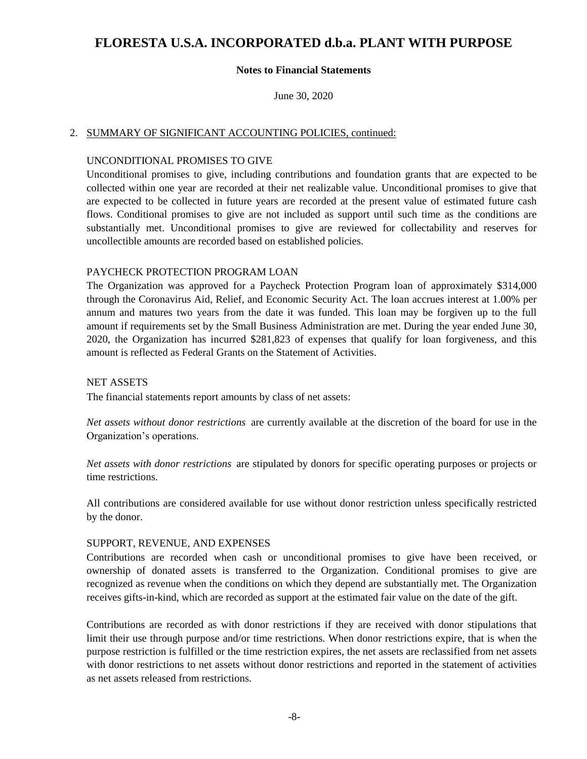# FLORESTA U.S.A. INCORPORATED d.b.a. PLANT WITH PURPOSE

**Notes to Financial Statements**

June 30, 2020

2. SUMMARY OF SIGNIFICANT ACCOUNTING POLICIES, continued:

UNCONDITIONAL PROMISES TO GIVE

Unconditional promises to give, including contributions and foundation grants that are expected to be collected within one year are recorded at their net realizable value. Unconditional promises to give that are expected to be collected in future years are recorded at the present value of estimated future cash flows. Conditional promises to give are not included as support until such time as the conditions are substantially met. Unconditional promises to give are reviewed for collectability and reserves for uncollectible amounts are recorded based on established policies.

PAYCHECK PROTECTION PROGRAM LOAN

The Organization was approved for a Paycheck Protection Program loan of approximately $314,000 through the Coronavirus Aid, Relief, and Economic Security Act. The loan accrues interest at 1.00% per annum and matures two years from the date it was funded. This loan may be forgiven up to the full amount if requirements set by the Small Business Administration are met. During the year ended June 30, 2020, the Organization has incurred $281,823 of expenses that qualify for loan forgiveness, and this amount is reflected as Federal Grants on the Statement of Activities.

NET ASSETS

The financial statements report amounts by class of net assets:

*Net assets without donor restrictions* are currently available at the discretion of the board for use in the Organization's operations.

*Net assets with donor restrictions* are stipulated by donors for specific operating purposes or projects or time restrictions.

All contributions are considered available for use without donor restriction unless specifically restricted by the donor.

SUPPORT, REVENUE, AND EXPENSES

Contributions are recorded when cash or unconditional promises to give have been received, or ownership of donated assets is transferred to the Organization. Conditional promises to give are recognized as revenue when the conditions on which they depend are substantially met. The Organization receives gifts-in-kind, which are recorded as support at the estimated fair value on the date of the gift.

Contributions are recorded as with donor restrictions if they are received with donor stipulations that limit their use through purpose and/or time restrictions. When donor restrictions expire, that is when the purpose restriction is fulfilled or the time restriction expires, the net assets are reclassified from net assets with donor restrictions to net assets without donor restrictions and reported in the statement of activities as net assets released from restrictions.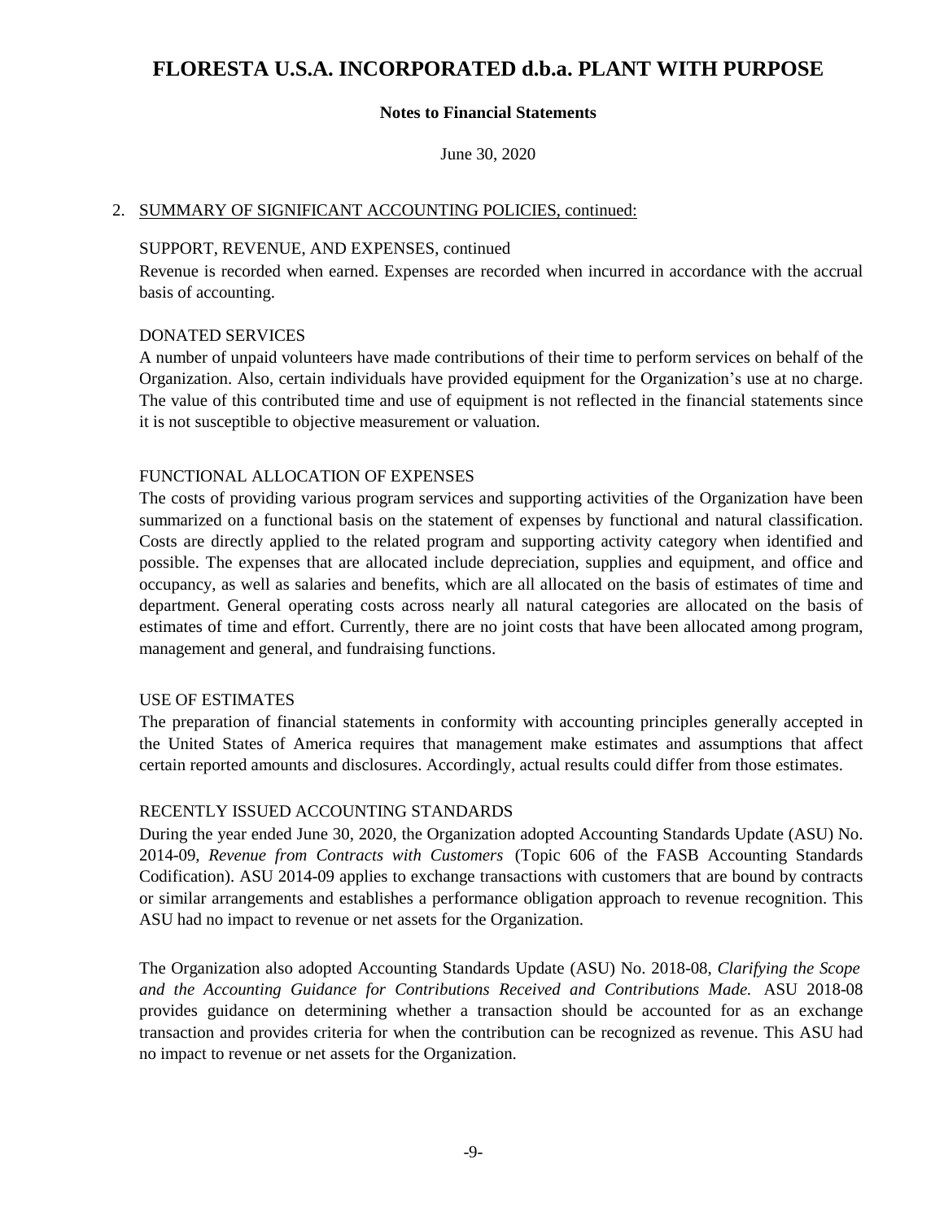# FLORESTA U.S.A. INCORPORATED d.b.a. PLANT WITH PURPOSE

**Notes to Financial Statements**

June 30, 2020

2. SUMMARY OF SIGNIFICANT ACCOUNTING POLICIES, continued:

SUPPORT, REVENUE, AND EXPENSES, continued

Revenue is recorded when earned. Expenses are recorded when incurred in accordance with the accrual basis of accounting.

DONATED SERVICES

A number of unpaid volunteers have made contributions of their time to perform services on behalf of the Organization. Also, certain individuals have provided equipment for the Organization's use at no charge. The value of this contributed time and use of equipment is not reflected in the financial statements since it is not susceptible to objective measurement or valuation.

FUNCTIONAL ALLOCATION OF EXPENSES

The costs of providing various program services and supporting activities of the Organization have been summarized on a functional basis on the statement of expenses by functional and natural classification. Costs are directly applied to the related program and supporting activity category when identified and possible. The expenses that are allocated include depreciation, supplies and equipment, and office and occupancy, as well as salaries and benefits, which are all allocated on the basis of estimates of time and department. General operating costs across nearly all natural categories are allocated on the basis of estimates of time and effort. Currently, there are no joint costs that have been allocated among program, management and general, and fundraising functions.

USE OF ESTIMATES

The preparation of financial statements in conformity with accounting principles generally accepted in the United States of America requires that management make estimates and assumptions that affect certain reported amounts and disclosures. Accordingly, actual results could differ from those estimates.

RECENTLY ISSUED ACCOUNTING STANDARDS

During the year ended June 30, 2020, the Organization adopted Accounting Standards Update (ASU) No. 2014-09, *Revenue from Contracts with Customers* (Topic 606 of the FASB Accounting Standards Codification). ASU 2014-09 applies to exchange transactions with customers that are bound by contracts or similar arrangements and establishes a performance obligation approach to revenue recognition. This ASU had no impact to revenue or net assets for the Organization.

The Organization also adopted Accounting Standards Update (ASU) No. 2018-08, *Clarifying the Scope and the Accounting Guidance for Contributions Received and Contributions Made.* ASU 2018-08 provides guidance on determining whether a transaction should be accounted for as an exchange transaction and provides criteria for when the contribution can be recognized as revenue. This ASU had no impact to revenue or net assets for the Organization.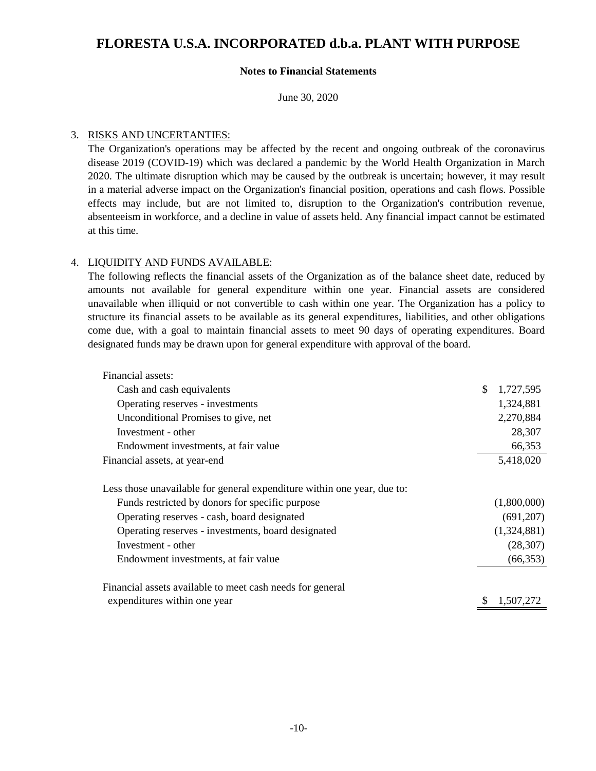# FLORESTA U.S.A. INCORPORATED d.b.a. PLANT WITH PURPOSE

**Notes to Financial Statements**

June 30, 2020

3. RISKS AND UNCERTAINTIES:

The Organization's operations may be affected by the recent and ongoing outbreak of the coronavirus disease 2019 (COVID-19) which was declared a pandemic by the World Health Organization in March 2020. The ultimate disruption which may be caused by the outbreak is uncertain; however, it may result in a material adverse impact on the Organization's financial position, operations and cash flows. Possible effects may include, but are not limited to, disruption to the Organization's contribution revenue, absenteeism in workforce, and a decline in value of assets held. Any financial impact cannot be estimated at this time.

4. LIQUIDITY AND FUNDS AVAILABLE:

The following reflects the financial assets of the Organization as of the balance sheet date, reduced by amounts not available for general expenditure within one year. Financial assets are considered unavailable when illiquid or not convertible to cash within one year. The Organization has a policy to structure its financial assets to be available as its general expenditures, liabilities, and other obligations come due, with a goal to maintain financial assets to meet 90 days of operating expenditures. Board designated funds may be drawn upon for general expenditure with approval of the board.

| | |
|---|---|
| Financial assets: | |
| Cash and cash equivalents | $ 1,727,595 |
| Operating reserves - investments | 1,324,881 |
| Unconditional Promises to give, net | 2,270,884 |
| Investment - other | 28,307 |
| Endowment investments, at fair value | 66,353 |
| Financial assets, at year-end | 5,418,020 |
| Less those unavailable for general expenditure within one year, due to: | |
| Funds restricted by donors for specific purpose | (1,800,000) |
| Operating reserves - cash, board designated | (691,207) |
| Operating reserves - investments, board designated | (1,324,881) |
| Investment - other | (28,307) |
| Endowment investments, at fair value | (66,353) |
| Financial assets available to meet cash needs for general expenditures within one year | $ 1,507,272 |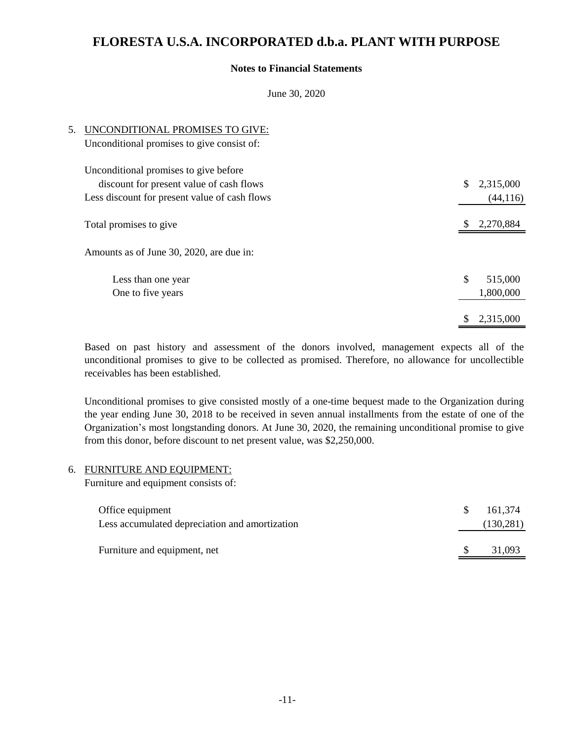# FLORESTA U.S.A. INCORPORATED d.b.a. PLANT WITH PURPOSE

**Notes to Financial Statements**

June 30, 2020

5. UNCONDITIONAL PROMISES TO GIVE:

Unconditional promises to give consist of:

| | |
|---|---|
| Unconditional promises to give before discount for present value of cash flows | $ 2,315,000 |
| Less discount for present value of cash flows | (44,116) |
| Total promises to give | $ 2,270,884 |

Amounts as of June 30, 2020, are due in:

| | |
|---|---|
| Less than one year | $ 515,000 |
| One to five years | 1,800,000 |
| | $ 2,315,000 |

Based on past history and assessment of the donors involved, management expects all of the unconditional promises to give to be collected as promised. Therefore, no allowance for uncollectible receivables has been established.

Unconditional promises to give consisted mostly of a one-time bequest made to the Organization during the year ending June 30, 2018 to be received in seven annual installments from the estate of one of the Organization's most longstanding donors. At June 30, 2020, the remaining unconditional promise to give from this donor, before discount to net present value, was $2,250,000.

6. FURNITURE AND EQUIPMENT:

Furniture and equipment consists of:

| | |
|---|---|
| Office equipment | $ 161,374 |
| Less accumulated depreciation and amortization | (130,281) |
| Furniture and equipment, net | $ 31,093 |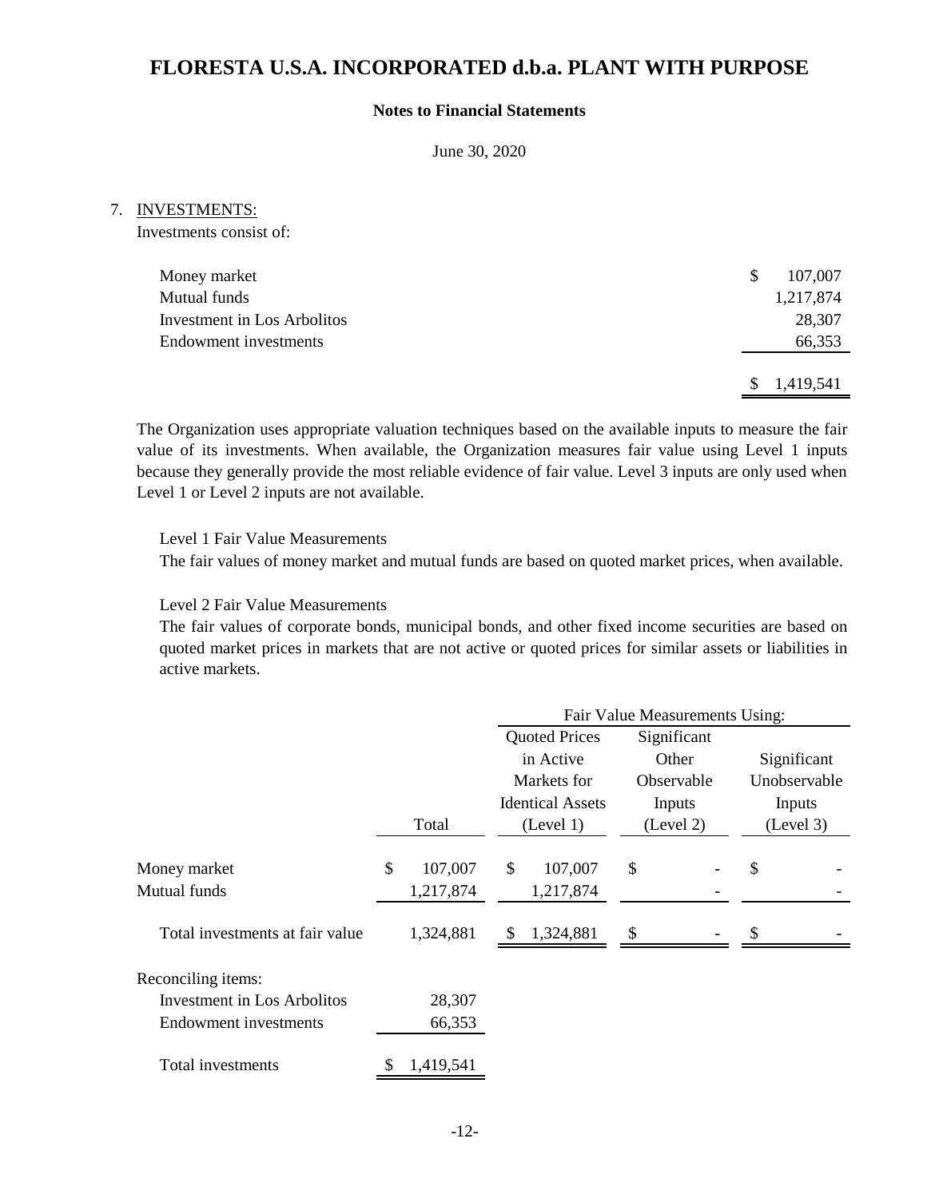# FLORESTA U.S.A. INCORPORATED d.b.a. PLANT WITH PURPOSE

**Notes to Financial Statements**

June 30, 2020

7. INVESTMENTS:

Investments consist of:

| | |
|---|---|
| Money market | $ 107,007 |
| Mutual funds | 1,217,874 |
| Investment in Los Arbolitos | 28,307 |
| Endowment investments | 66,353 |
| | $ 1,419,541 |

The Organization uses appropriate valuation techniques based on the available inputs to measure the fair value of its investments. When available, the Organization measures fair value using Level 1 inputs because they generally provide the most reliable evidence of fair value. Level 3 inputs are only used when Level 1 or Level 2 inputs are not available.

Level 1 Fair Value Measurements

The fair values of money market and mutual funds are based on quoted market prices, when available.

Level 2 Fair Value Measurements

The fair values of corporate bonds, municipal bonds, and other fixed income securities are based on quoted market prices in markets that are not active or quoted prices for similar assets or liabilities in active markets.

| | | Fair Value Measurements Using: | | |
|---|---|---|---|---|
| | Total | Quoted Prices in Active Markets for Identical Assets (Level 1) | Significant Other Observable Inputs (Level 2) | Significant Unobservable Inputs (Level 3) |
| Money market | $ 107,007 | $ 107,007 | $ - | $ - |
| Mutual funds | 1,217,874 | 1,217,874 | - | - |
| Total investments at fair value | 1,324,881 | $ 1,324,881 | $ - | $ - |
| Reconciling items: | | | | |
| Investment in Los Arbolitos | 28,307 | | | |
| Endowment investments | 66,353 | | | |
| Total investments | $ 1,419,541 | | | |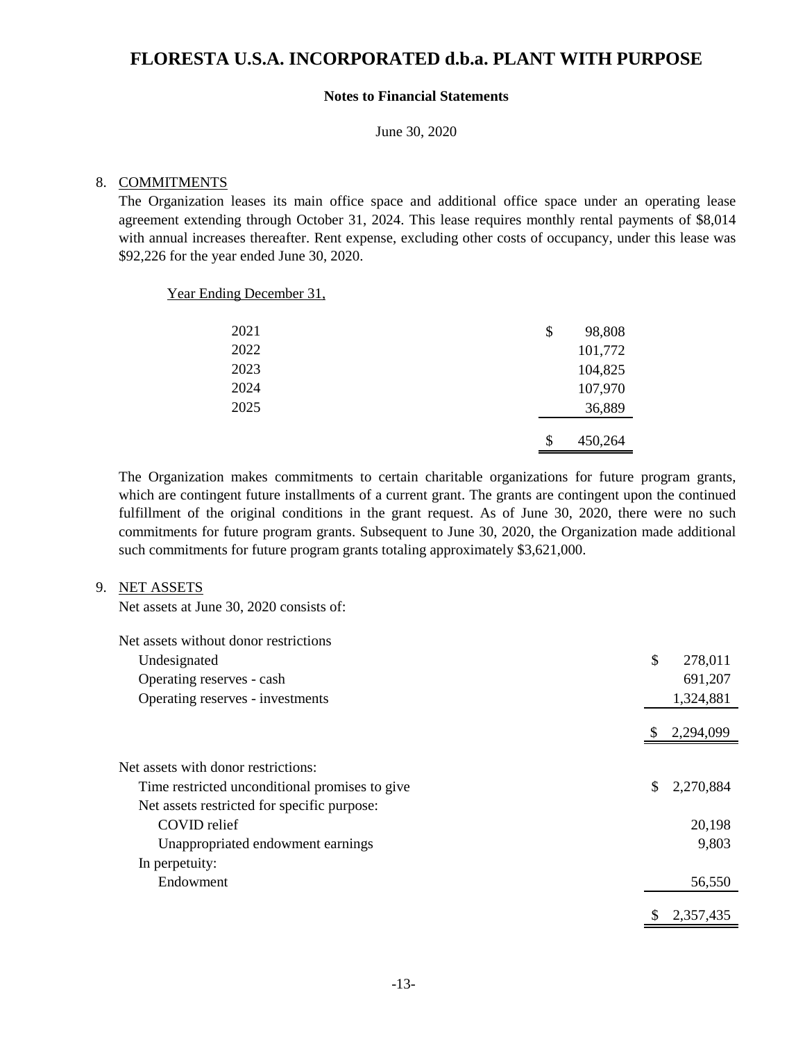# FLORESTA U.S.A. INCORPORATED d.b.a. PLANT WITH PURPOSE

**Notes to Financial Statements**

June 30, 2020

8. COMMITMENTS

The Organization leases its main office space and additional office space under an operating lease agreement extending through October 31, 2024. This lease requires monthly rental payments of $8,014 with annual increases thereafter. Rent expense, excluding other costs of occupancy, under this lease was $92,226 for the year ended June 30, 2020.

| Year Ending December 31, | |
|---|---|
| 2021 | $ 98,808 |
| 2022 | 101,772 |
| 2023 | 104,825 |
| 2024 | 107,970 |
| 2025 | 36,889 |
| | $ 450,264 |

The Organization makes commitments to certain charitable organizations for future program grants, which are contingent future installments of a current grant. The grants are contingent upon the continued fulfillment of the original conditions in the grant request. As of June 30, 2020, there were no such commitments for future program grants. Subsequent to June 30, 2020, the Organization made additional such commitments for future program grants totaling approximately $3,621,000.

9. NET ASSETS

Net assets at June 30, 2020 consists of:

| | |
|---|---|
| Net assets without donor restrictions | |
| Undesignated | $ 278,011 |
| Operating reserves - cash | 691,207 |
| Operating reserves - investments | 1,324,881 |
| | $ 2,294,099 |
| Net assets with donor restrictions: | |
| Time restricted unconditional promises to give | $ 2,270,884 |
| Net assets restricted for specific purpose: | |
| COVID relief | 20,198 |
| Unappropriated endowment earnings | 9,803 |
| In perpetuity: | |
| Endowment | 56,550 |
| | $ 2,357,435 |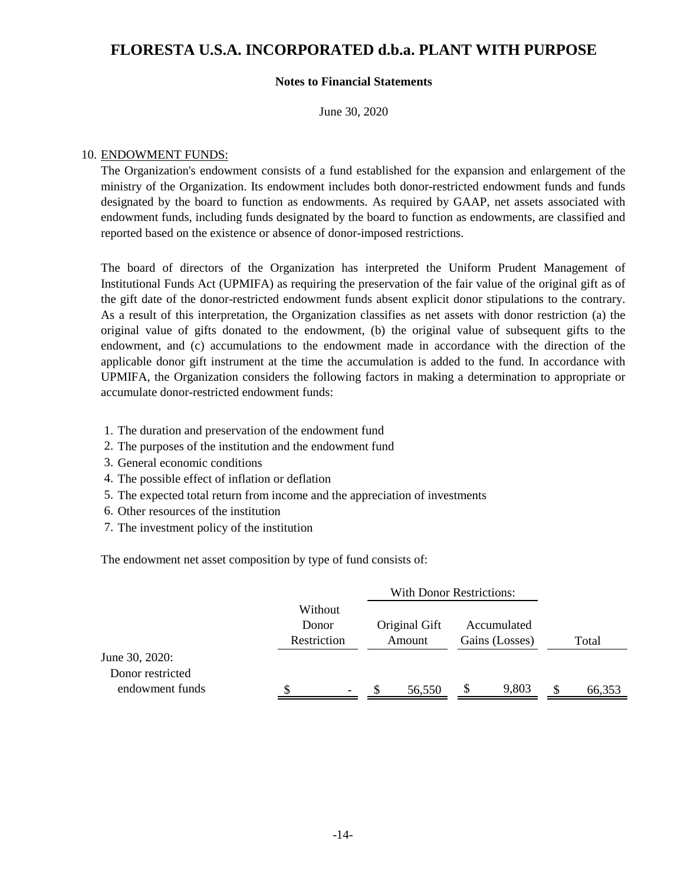# FLORESTA U.S.A. INCORPORATED d.b.a. PLANT WITH PURPOSE

**Notes to Financial Statements**

June 30, 2020

10. ENDOWMENT FUNDS:

The Organization's endowment consists of a fund established for the expansion and enlargement of the ministry of the Organization. Its endowment includes both donor-restricted endowment funds and funds designated by the board to function as endowments. As required by GAAP, net assets associated with endowment funds, including funds designated by the board to function as endowments, are classified and reported based on the existence or absence of donor-imposed restrictions.

The board of directors of the Organization has interpreted the Uniform Prudent Management of Institutional Funds Act (UPMIFA) as requiring the preservation of the fair value of the original gift as of the gift date of the donor-restricted endowment funds absent explicit donor stipulations to the contrary. As a result of this interpretation, the Organization classifies as net assets with donor restriction (a) the original value of gifts donated to the endowment, (b) the original value of subsequent gifts to the endowment, and (c) accumulations to the endowment made in accordance with the direction of the applicable donor gift instrument at the time the accumulation is added to the fund. In accordance with UPMIFA, the Organization considers the following factors in making a determination to appropriate or accumulate donor-restricted endowment funds:

1. The duration and preservation of the endowment fund
2. The purposes of the institution and the endowment fund
3. General economic conditions
4. The possible effect of inflation or deflation
5. The expected total return from income and the appreciation of investments
6. Other resources of the institution
7. The investment policy of the institution

The endowment net asset composition by type of fund consists of:

| | | With Donor Restrictions: | | |
|---|---|---|---|---|
| | Without Donor Restriction | Original Gift Amount | Accumulated Gains (Losses) | Total |
| June 30, 2020: | | | | |
| Donor restricted endowment funds | $ - | $ 56,550 | $ 9,803 | $ 66,353 |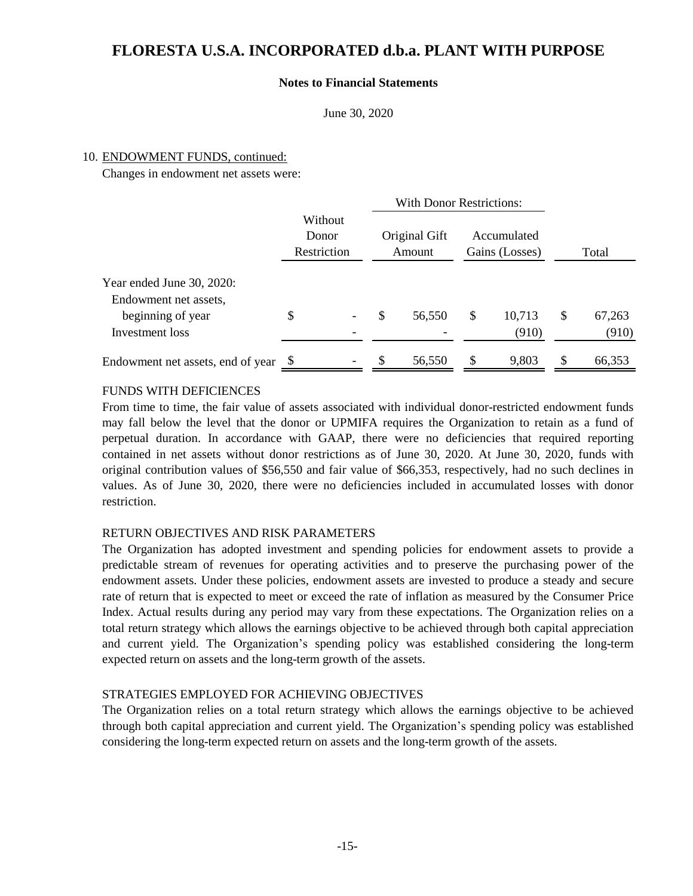# FLORESTA U.S.A. INCORPORATED d.b.a. PLANT WITH PURPOSE

**Notes to Financial Statements**

June 30, 2020

10. ENDOWMENT FUNDS, continued:

Changes in endowment net assets were:

| | Without Donor Restriction | With Donor Restrictions: | | Total |
|---|---|---|---|---|
| | | Original Gift Amount | Accumulated Gains (Losses) | |
| Year ended June 30, 2020: | | | | |
| Endowment net assets, beginning of year | $ - | $ 56,550 | $ 10,713 | $ 67,263 |
| Investment loss | - | - | (910) | (910) |
| Endowment net assets, end of year | $ - | $ 56,550 | $ 9,803 | $ 66,353 |

FUNDS WITH DEFICIENCES

From time to time, the fair value of assets associated with individual donor-restricted endowment funds may fall below the level that the donor or UPMIFA requires the Organization to retain as a fund of perpetual duration. In accordance with GAAP, there were no deficiencies that required reporting contained in net assets without donor restrictions as of June 30, 2020. At June 30, 2020, funds with original contribution values of $56,550 and fair value of $66,353, respectively, had no such declines in values. As of June 30, 2020, there were no deficiencies included in accumulated losses with donor restriction.

RETURN OBJECTIVES AND RISK PARAMETERS

The Organization has adopted investment and spending policies for endowment assets to provide a predictable stream of revenues for operating activities and to preserve the purchasing power of the endowment assets. Under these policies, endowment assets are invested to produce a steady and secure rate of return that is expected to meet or exceed the rate of inflation as measured by the Consumer Price Index. Actual results during any period may vary from these expectations. The Organization relies on a total return strategy which allows the earnings objective to be achieved through both capital appreciation and current yield. The Organization's spending policy was established considering the long-term expected return on assets and the long-term growth of the assets.

STRATEGIES EMPLOYED FOR ACHIEVING OBJECTIVES

The Organization relies on a total return strategy which allows the earnings objective to be achieved through both capital appreciation and current yield. The Organization's spending policy was established considering the long-term expected return on assets and the long-term growth of the assets.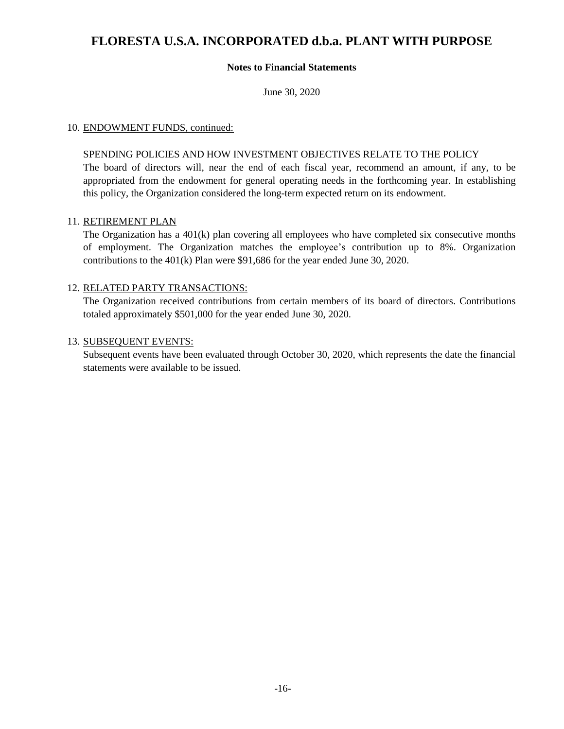# FLORESTA U.S.A. INCORPORATED d.b.a. PLANT WITH PURPOSE

**Notes to Financial Statements**

June 30, 2020

10. ENDOWMENT FUNDS, continued:

SPENDING POLICIES AND HOW INVESTMENT OBJECTIVES RELATE TO THE POLICY

The board of directors will, near the end of each fiscal year, recommend an amount, if any, to be appropriated from the endowment for general operating needs in the forthcoming year. In establishing this policy, the Organization considered the long-term expected return on its endowment.

11. RETIREMENT PLAN

The Organization has a 401(k) plan covering all employees who have completed six consecutive months of employment. The Organization matches the employee's contribution up to 8%. Organization contributions to the 401(k) Plan were $91,686 for the year ended June 30, 2020.

12. RELATED PARTY TRANSACTIONS:

The Organization received contributions from certain members of its board of directors. Contributions totaled approximately $501,000 for the year ended June 30, 2020.

13. SUBSEQUENT EVENTS:

Subsequent events have been evaluated through October 30, 2020, which represents the date the financial statements were available to be issued.